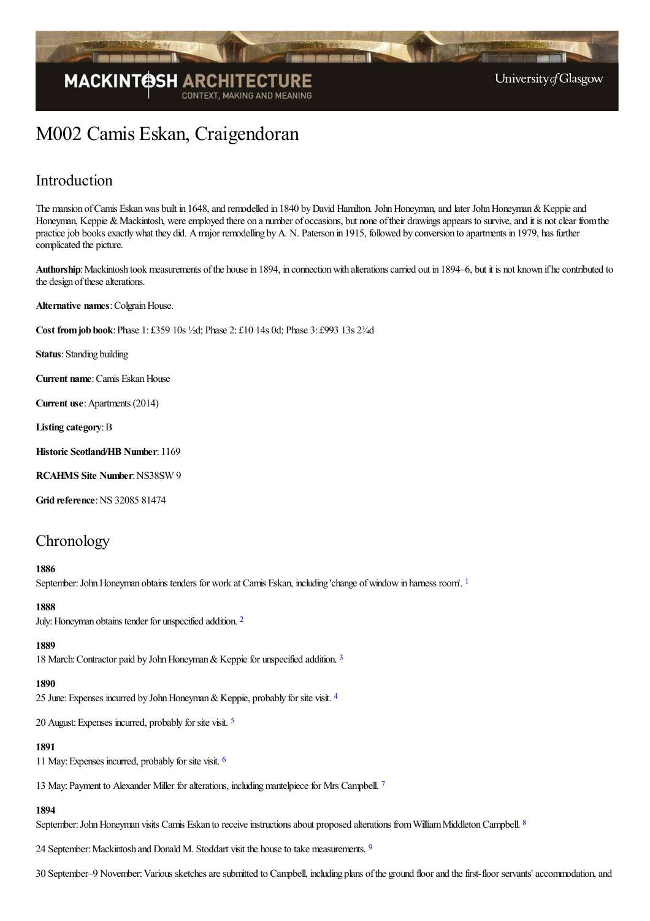# M002 Camis Eskan, Craigendoran

## Introduction

The mansion of Camis Eskan was built in 1648, and remodelled in 1840 by David Hamilton. John Honeyman, and later John Honeyman & Keppie and Honeyman, Keppie & Mackintosh, were employed there on a number of occasions, but none of their drawings appears to survive, and it is not clear from the practice job books exactly what they did. A major remodelling by A. N. Paterson in 1915, followed by conversion to apartments in 1979, has further complicated the picture.

**Authorship**: Mackintosh took measurements of the house in 1894, in connection with alterations carried out in 1894–6, but it is not known if he contributed to the design of these alterations.

**Alternative names**: Colgrain House.

**Cost from job book**: Phase 1: £359 10s ½d; Phase 2: £10 14s 0d; Phase 3: £993 13s 2¾d

**Status**: Standing building

**Current name**: Camis Eskan House

**Current use**: Apartments (2014)

**Listing category**: B

**Historic Scotland/HB Number**: 1169

**RCAHMS Site Number**: NS38SW 9

**Grid reference**: NS 32085 81474

## Chronology

**1886**

September: John Honeyman obtains tenders for work at Camis Eskan, including 'change of window in harness room'. [1]

**1888**

July: Honeyman obtains tender for unspecified addition. [2]

**1889**

18 March: Contractor paid by John Honeyman & Keppie for unspecified addition. [3]

**1890**

25 June: Expenses incurred by John Honeyman & Keppie, probably for site visit. [4]

20 August: Expenses incurred, probably for site visit. [5]

**1891**

11 May: Expenses incurred, probably for site visit. [6]

13 May: Payment to Alexander Miller for alterations, including mantelpiece for Mrs Campbell. [7]

**1894**

September: John Honeyman visits Camis Eskan to receive instructions about proposed alterations from William Middleton Campbell. [8]

24 September: Mackintosh and Donald M. Stoddart visit the house to take measurements. [9]

30 September–9 November: Various sketches are submitted to Campbell, including plans of the ground floor and the first-floor servants' accommodation, and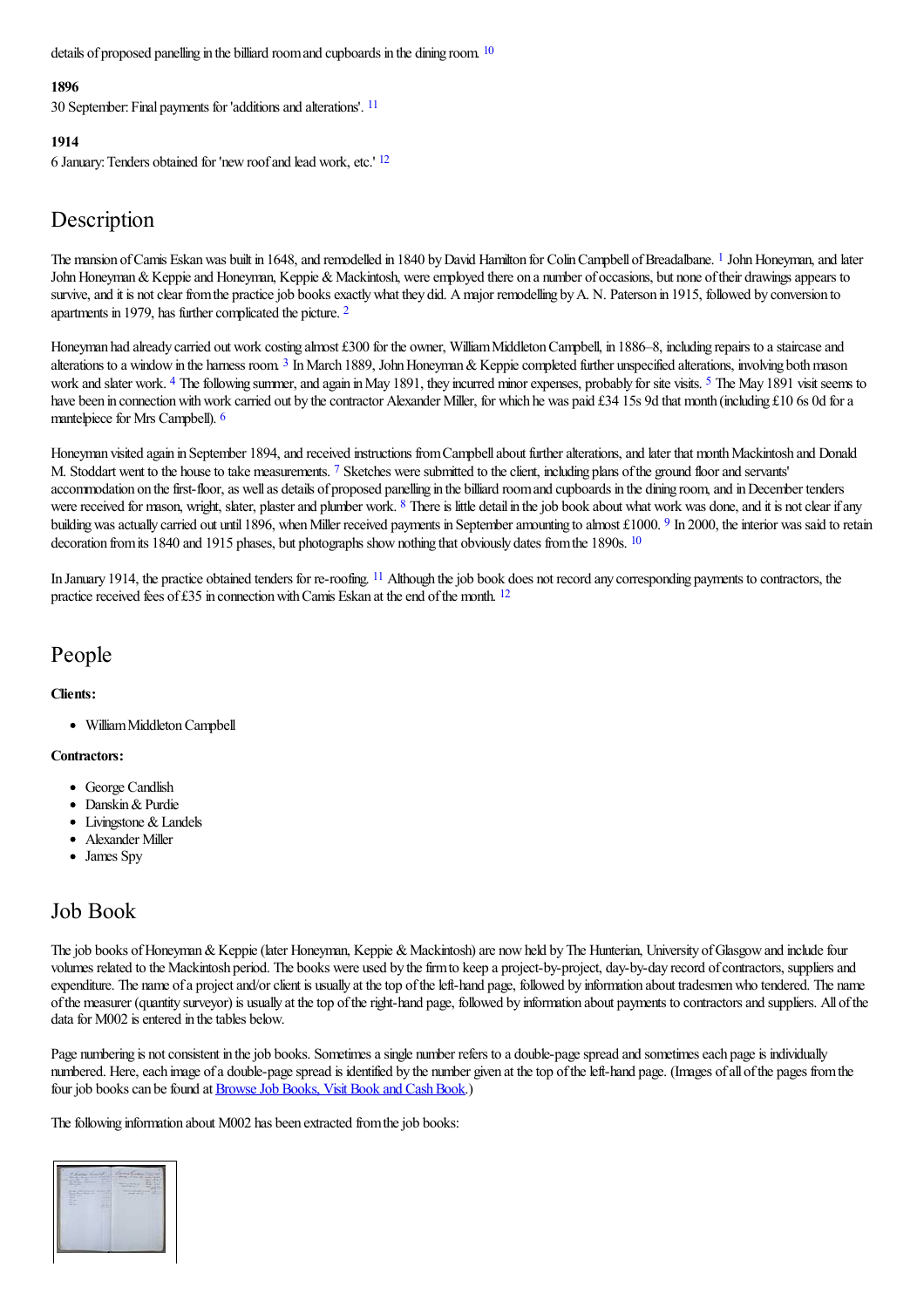details of proposed panelling in the billiard room and cupboards in the dining room. [10]

**1896**

30 September: Final payments for 'additions and alterations'. [11]

**1914**

6 January: Tenders obtained for 'new roof and lead work, etc.' [12]

## Description

The mansion of Camis Eskan was built in 1648, and remodelled in 1840 by David Hamilton for Colin Campbell of Breadalbane. [1] John Honeyman, and later John Honeyman & Keppie and Honeyman, Keppie & Mackintosh, were employed there on a number of occasions, but none of their drawings appears to survive, and it is not clear from the practice job books exactly what they did. A major remodelling by A. N. Paterson in 1915, followed by conversion to apartments in 1979, has further complicated the picture. [2]

Honeyman had already carried out work costing almost £300 for the owner, William Middleton Campbell, in 1886–8, including repairs to a staircase and alterations to a window in the harness room. [3] In March 1889, John Honeyman & Keppie completed further unspecified alterations, involving both mason work and slater work. [4] The following summer, and again in May 1891, they incurred minor expenses, probably for site visits. [5] The May 1891 visit seems to have been in connection with work carried out by the contractor Alexander Miller, for which he was paid £34 15s 9d that month (including £10 6s 0d for a mantelpiece for Mrs Campbell). [6]

Honeyman visited again in September 1894, and received instructions from Campbell about further alterations, and later that month Mackintosh and Donald M. Stoddart went to the house to take measurements. [7] Sketches were submitted to the client, including plans of the ground floor and servants' accommodation on the first-floor, as well as details of proposed panelling in the billiard room and cupboards in the dining room, and in December tenders were received for mason, wright, slater, plaster and plumber work. [8] There is little detail in the job book about what work was done, and it is not clear if any building was actually carried out until 1896, when Miller received payments in September amounting to almost £1000. [9] In 2000, the interior was said to retain decoration from its 1840 and 1915 phases, but photographs show nothing that obviously dates from the 1890s. [10]

In January 1914, the practice obtained tenders for re-roofing. [11] Although the job book does not record any corresponding payments to contractors, the practice received fees of £35 in connection with Camis Eskan at the end of the month. [12]

## People

**Clients:**

- William Middleton Campbell

**Contractors:**

- George Candlish
- Danskin & Purdie
- Livingstone & Landels
- Alexander Miller
- James Spy

## Job Book

The job books of Honeyman & Keppie (later Honeyman, Keppie & Mackintosh) are now held by The Hunterian, University of Glasgow and include four volumes related to the Mackintosh period. The books were used by the firm to keep a project-by-project, day-by-day record of contractors, suppliers and expenditure. The name of a project and/or client is usually at the top of the left-hand page, followed by information about tradesmen who tendered. The name of the measurer (quantity surveyor) is usually at the top of the right-hand page, followed by information about payments to contractors and suppliers. All of the data for M002 is entered in the tables below.

Page numbering is not consistent in the job books. Sometimes a single number refers to a double-page spread and sometimes each page is individually numbered. Here, each image of a double-page spread is identified by the number given at the top of the left-hand page. (Images of all of the pages from the four job books can be found at Browse Job Books, Visit Book and Cash Book.)

The following information about M002 has been extracted from the job books: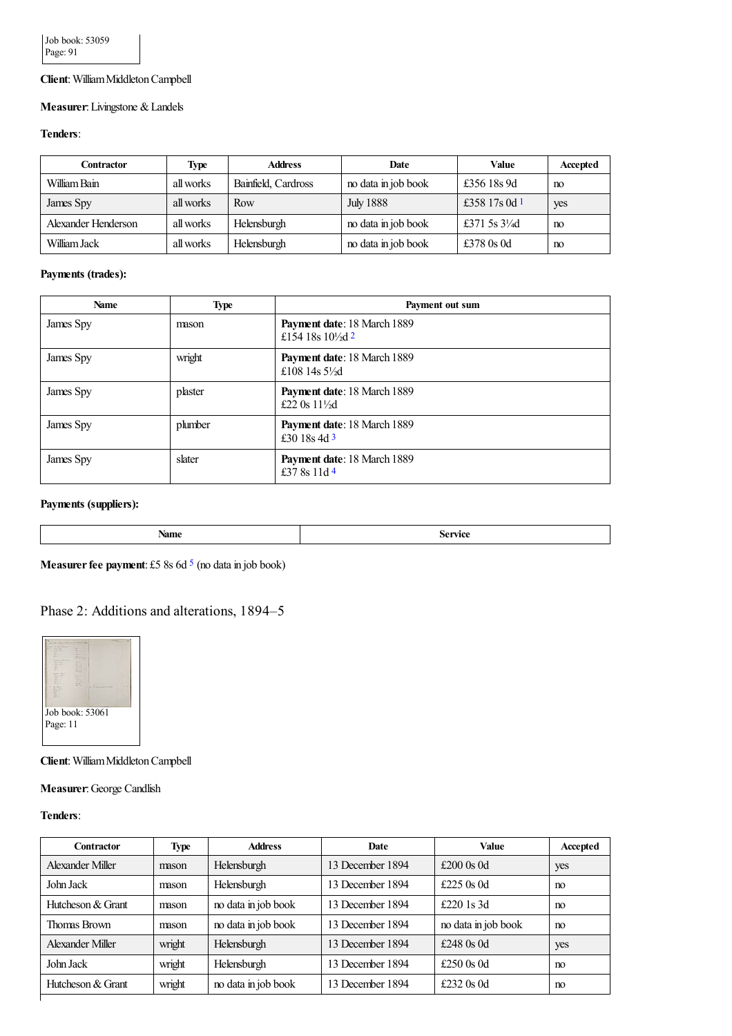Job book: 53059
Page: 91

**Client**: William Middleton Campbell

**Measurer**: Livingstone & Landels

**Tenders**:

| Contractor | Type | Address | Date | Value | Accepted |
|---|---|---|---|---|---|
| William Bain | all works | Bainfield, Cardross | no data in job book | £356 18s 9d | no |
| James Spy | all works | Row | July 1888 | £358 17s 0d [1] | yes |
| Alexander Henderson | all works | Helensburgh | no data in job book | £371 5s 3¼d | no |
| William Jack | all works | Helensburgh | no data in job book | £378 0s 0d | no |

**Payments (trades):**

| Name | Type | Payment out sum |
|---|---|---|
| James Spy | mason | **Payment date**: 18 March 1889<br>£154 18s 10½d [2] |
| James Spy | wright | **Payment date**: 18 March 1889<br>£108 14s 5½d |
| James Spy | plaster | **Payment date**: 18 March 1889<br>£22 0s 11½d |
| James Spy | plumber | **Payment date**: 18 March 1889<br>£30 18s 4d [3] |
| James Spy | slater | **Payment date**: 18 March 1889<br>£37 8s 11d [4] |

**Payments (suppliers):**

| Name | Service |
|---|---|

**Measurer fee payment**: £5 8s 6d [5] (no data in job book)

## Phase 2: Additions and alterations, 1894–5

Job book: 53061
Page: 11

**Client**: William Middleton Campbell

**Measurer**: George Candlish

**Tenders**:

| Contractor | Type | Address | Date | Value | Accepted |
|---|---|---|---|---|---|
| Alexander Miller | mason | Helensburgh | 13 December 1894 | £200 0s 0d | yes |
| John Jack | mason | Helensburgh | 13 December 1894 | £225 0s 0d | no |
| Hutcheson & Grant | mason | no data in job book | 13 December 1894 | £220 1s 3d | no |
| Thomas Brown | mason | no data in job book | 13 December 1894 | no data in job book | no |
| Alexander Miller | wright | Helensburgh | 13 December 1894 | £248 0s 0d | yes |
| John Jack | wright | Helensburgh | 13 December 1894 | £250 0s 0d | no |
| Hutcheson & Grant | wright | no data in job book | 13 December 1894 | £232 0s 0d | no |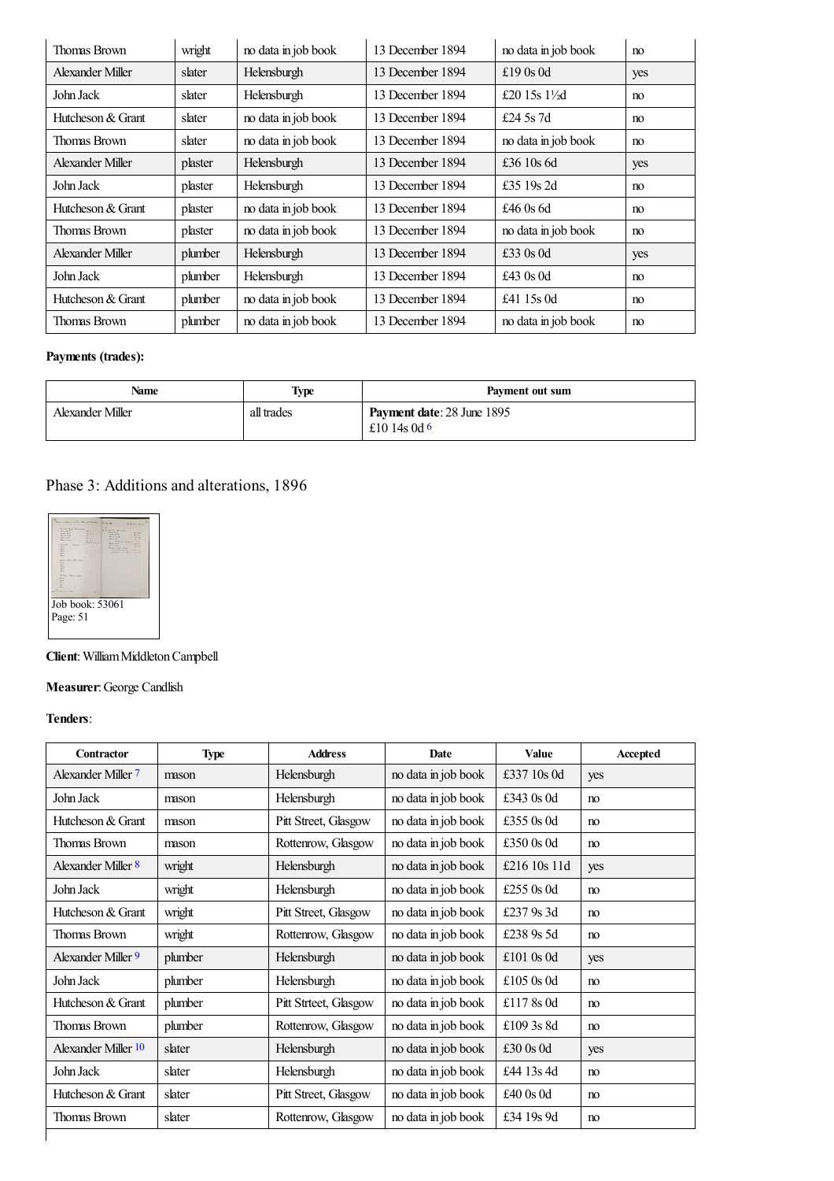| | | | | | |
|---|---|---|---|---|---|
| Thomas Brown | wright | no data in job book | 13 December 1894 | no data in job book | no |
| Alexander Miller | slater | Helensburgh | 13 December 1894 | £19 0s 0d | yes |
| John Jack | slater | Helensburgh | 13 December 1894 | £20 15s 1½d | no |
| Hutcheson & Grant | slater | no data in job book | 13 December 1894 | £24 5s 7d | no |
| Thomas Brown | slater | no data in job book | 13 December 1894 | no data in job book | no |
| Alexander Miller | plaster | Helensburgh | 13 December 1894 | £36 10s 6d | yes |
| John Jack | plaster | Helensburgh | 13 December 1894 | £35 19s 2d | no |
| Hutcheson & Grant | plaster | no data in job book | 13 December 1894 | £46 0s 6d | no |
| Thomas Brown | plaster | no data in job book | 13 December 1894 | no data in job book | no |
| Alexander Miller | plumber | Helensburgh | 13 December 1894 | £33 0s 0d | yes |
| John Jack | plumber | Helensburgh | 13 December 1894 | £43 0s 0d | no |
| Hutcheson & Grant | plumber | no data in job book | 13 December 1894 | £41 15s 0d | no |
| Thomas Brown | plumber | no data in job book | 13 December 1894 | no data in job book | no |

**Payments (trades):**

| Name | Type | Payment out sum |
|---|---|---|
| Alexander Miller | all trades | **Payment date**: 28 June 1895<br>£10 14s 0d [6] |

## Phase 3: Additions and alterations, 1896

Job book: 53061
Page: 51

**Client**: William Middleton Campbell

**Measurer**: George Candlish

**Tenders**:

| Contractor | Type | Address | Date | Value | Accepted |
|---|---|---|---|---|---|
| Alexander Miller [7] | mason | Helensburgh | no data in job book | £337 10s 0d | yes |
| John Jack | mason | Helensburgh | no data in job book | £343 0s 0d | no |
| Hutcheson & Grant | mason | Pitt Street, Glasgow | no data in job book | £355 0s 0d | no |
| Thomas Brown | mason | Rottenrow, Glasgow | no data in job book | £350 0s 0d | no |
| Alexander Miller [8] | wright | Helensburgh | no data in job book | £216 10s 11d | yes |
| John Jack | wright | Helensburgh | no data in job book | £255 0s 0d | no |
| Hutcheson & Grant | wright | Pitt Street, Glasgow | no data in job book | £237 9s 3d | no |
| Thomas Brown | wright | Rottenrow, Glasgow | no data in job book | £238 9s 5d | no |
| Alexander Miller [9] | plumber | Helensburgh | no data in job book | £101 0s 0d | yes |
| John Jack | plumber | Helensburgh | no data in job book | £105 0s 0d | no |
| Hutcheson & Grant | plumber | Pitt Strteet, Glasgow | no data in job book | £117 8s 0d | no |
| Thomas Brown | plumber | Rottenrow, Glasgow | no data in job book | £109 3s 8d | no |
| Alexander Miller [10] | slater | Helensburgh | no data in job book | £30 0s 0d | yes |
| John Jack | slater | Helensburgh | no data in job book | £44 13s 4d | no |
| Hutcheson & Grant | slater | Pitt Street, Glasgow | no data in job book | £40 0s 0d | no |
| Thomas Brown | slater | Rottenrow, Glasgow | no data in job book | £34 19s 9d | no |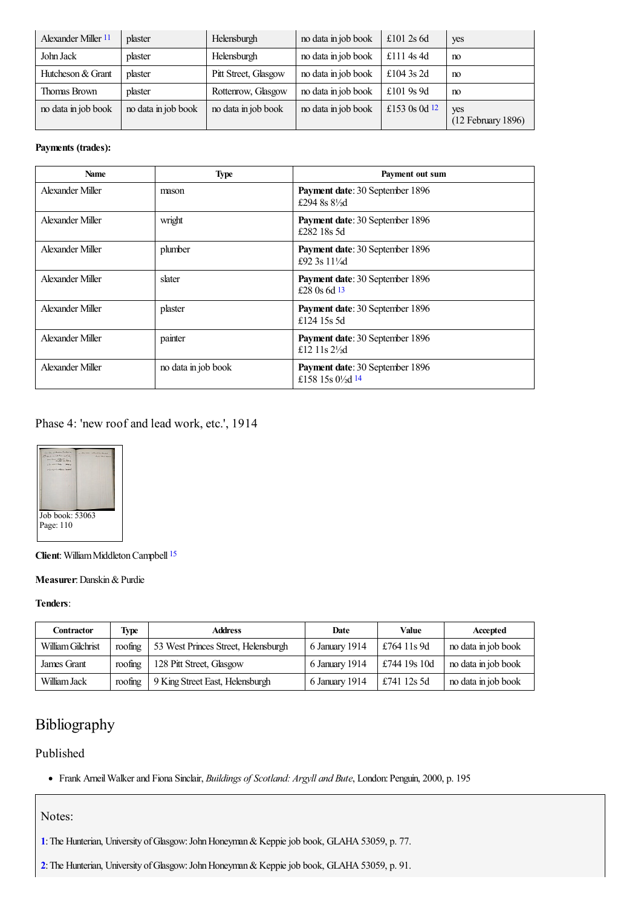| Alexander Miller [11] | plaster | Helensburgh | no data in job book | £101 2s 6d | yes |
|---|---|---|---|---|---|
| John Jack | plaster | Helensburgh | no data in job book | £111 4s 4d | no |
| Hutcheson & Grant | plaster | Pitt Street, Glasgow | no data in job book | £104 3s 2d | no |
| Thomas Brown | plaster | Rottenrow, Glasgow | no data in job book | £101 9s 9d | no |
| no data in job book | no data in job book | no data in job book | no data in job book | £153 0s 0d [12] | yes (12 February 1896) |

**Payments (trades):**

| Name | Type | Payment out sum |
|---|---|---|
| Alexander Miller | mason | **Payment date**: 30 September 1896 £294 8s 8½d |
| Alexander Miller | wright | **Payment date**: 30 September 1896 £282 18s 5d |
| Alexander Miller | plumber | **Payment date**: 30 September 1896 £92 3s 11¼d |
| Alexander Miller | slater | **Payment date**: 30 September 1896 £28 0s 6d [13] |
| Alexander Miller | plaster | **Payment date**: 30 September 1896 £124 15s 5d |
| Alexander Miller | painter | **Payment date**: 30 September 1896 £12 11s 2½d |
| Alexander Miller | no data in job book | **Payment date**: 30 September 1896 £158 15s 0½d [14] |

## Phase 4: 'new roof and lead work, etc.', 1914

Job book: 53063
Page: 110

**Client**: William Middleton Campbell [15]

**Measurer**: Danskin & Purdie

**Tenders**:

| Contractor | Type | Address | Date | Value | Accepted |
|---|---|---|---|---|---|
| William Gilchrist | roofing | 53 West Princes Street, Helensburgh | 6 January 1914 | £764 11s 9d | no data in job book |
| James Grant | roofing | 128 Pitt Street, Glasgow | 6 January 1914 | £744 19s 10d | no data in job book |
| William Jack | roofing | 9 King Street East, Helensburgh | 6 January 1914 | £741 12s 5d | no data in job book |

# Bibliography

## Published

- Frank Arneil Walker and Fiona Sinclair, *Buildings of Scotland: Argyll and Bute*, London: Penguin, 2000, p. 195

Notes:

1: The Hunterian, University of Glasgow: John Honeyman & Keppie job book, GLAHA 53059, p. 77.

2: The Hunterian, University of Glasgow: John Honeyman & Keppie job book, GLAHA 53059, p. 91.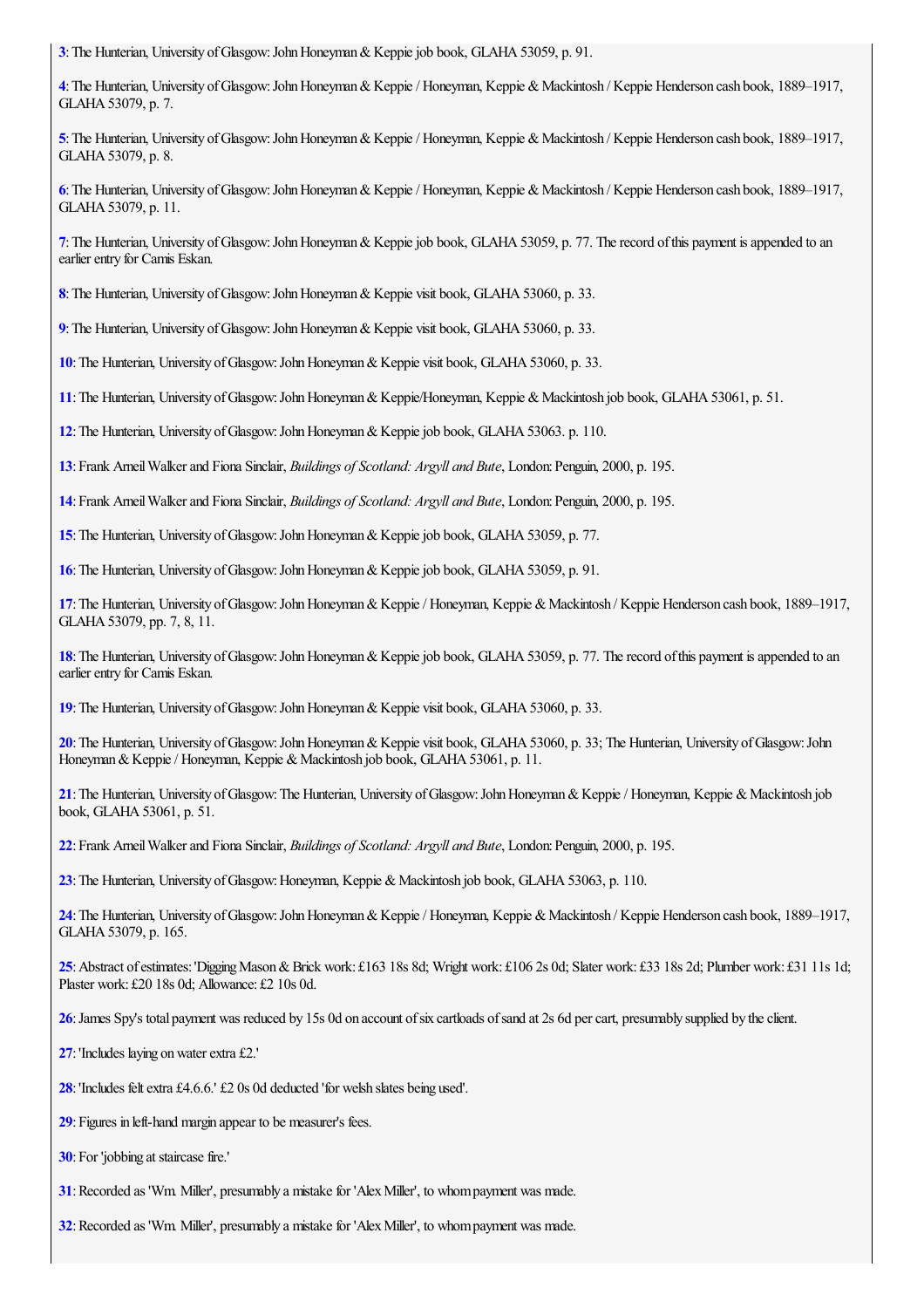**3**: The Hunterian, University of Glasgow: John Honeyman & Keppie job book, GLAHA 53059, p. 91.

**4**: The Hunterian, University of Glasgow: John Honeyman & Keppie / Honeyman, Keppie & Mackintosh / Keppie Henderson cash book, 1889–1917, GLAHA 53079, p. 7.

**5**: The Hunterian, University of Glasgow: John Honeyman & Keppie / Honeyman, Keppie & Mackintosh / Keppie Henderson cash book, 1889–1917, GLAHA 53079, p. 8.

**6**: The Hunterian, University of Glasgow: John Honeyman & Keppie / Honeyman, Keppie & Mackintosh / Keppie Henderson cash book, 1889–1917, GLAHA 53079, p. 11.

**7**: The Hunterian, University of Glasgow: John Honeyman & Keppie job book, GLAHA 53059, p. 77. The record of this payment is appended to an earlier entry for Camis Eskan.

**8**: The Hunterian, University of Glasgow: John Honeyman & Keppie visit book, GLAHA 53060, p. 33.

**9**: The Hunterian, University of Glasgow: John Honeyman & Keppie visit book, GLAHA 53060, p. 33.

**10**: The Hunterian, University of Glasgow: John Honeyman & Keppie visit book, GLAHA 53060, p. 33.

**11**: The Hunterian, University of Glasgow: John Honeyman & Keppie/Honeyman, Keppie & Mackintosh job book, GLAHA 53061, p. 51.

**12**: The Hunterian, University of Glasgow: John Honeyman & Keppie job book, GLAHA 53063. p. 110.

**13**: Frank Arneil Walker and Fiona Sinclair, *Buildings of Scotland: Argyll and Bute*, London: Penguin, 2000, p. 195.

**14**: Frank Arneil Walker and Fiona Sinclair, *Buildings of Scotland: Argyll and Bute*, London: Penguin, 2000, p. 195.

**15**: The Hunterian, University of Glasgow: John Honeyman & Keppie job book, GLAHA 53059, p. 77.

**16**: The Hunterian, University of Glasgow: John Honeyman & Keppie job book, GLAHA 53059, p. 91.

**17**: The Hunterian, University of Glasgow: John Honeyman & Keppie / Honeyman, Keppie & Mackintosh / Keppie Henderson cash book, 1889–1917, GLAHA 53079, pp. 7, 8, 11.

**18**: The Hunterian, University of Glasgow: John Honeyman & Keppie job book, GLAHA 53059, p. 77. The record of this payment is appended to an earlier entry for Camis Eskan.

**19**: The Hunterian, University of Glasgow: John Honeyman & Keppie visit book, GLAHA 53060, p. 33.

**20**: The Hunterian, University of Glasgow: John Honeyman & Keppie visit book, GLAHA 53060, p. 33; The Hunterian, University of Glasgow: John Honeyman & Keppie / Honeyman, Keppie & Mackintosh job book, GLAHA 53061, p. 11.

**21**: The Hunterian, University of Glasgow: The Hunterian, University of Glasgow: John Honeyman & Keppie / Honeyman, Keppie & Mackintosh job book, GLAHA 53061, p. 51.

**22**: Frank Arneil Walker and Fiona Sinclair, *Buildings of Scotland: Argyll and Bute*, London: Penguin, 2000, p. 195.

**23**: The Hunterian, University of Glasgow: Honeyman, Keppie & Mackintosh job book, GLAHA 53063, p. 110.

**24**: The Hunterian, University of Glasgow: John Honeyman & Keppie / Honeyman, Keppie & Mackintosh / Keppie Henderson cash book, 1889–1917, GLAHA 53079, p. 165.

**25**: Abstract of estimates: 'Digging Mason & Brick work: £163 18s 8d; Wright work: £106 2s 0d; Slater work: £33 18s 2d; Plumber work: £31 11s 1d; Plaster work: £20 18s 0d; Allowance: £2 10s 0d.

**26**: James Spy's total payment was reduced by 15s 0d on account of six cartloads of sand at 2s 6d per cart, presumably supplied by the client.

**27**: 'Includes laying on water extra £2.'

**28**: 'Includes felt extra £4.6.6.' £2 0s 0d deducted 'for welsh slates being used'.

**29**: Figures in left-hand margin appear to be measurer's fees.

**30**: For 'jobbing at staircase fire.'

**31**: Recorded as 'Wm. Miller', presumably a mistake for 'Alex Miller', to whom payment was made.

**32**: Recorded as 'Wm. Miller', presumably a mistake for 'Alex Miller', to whom payment was made.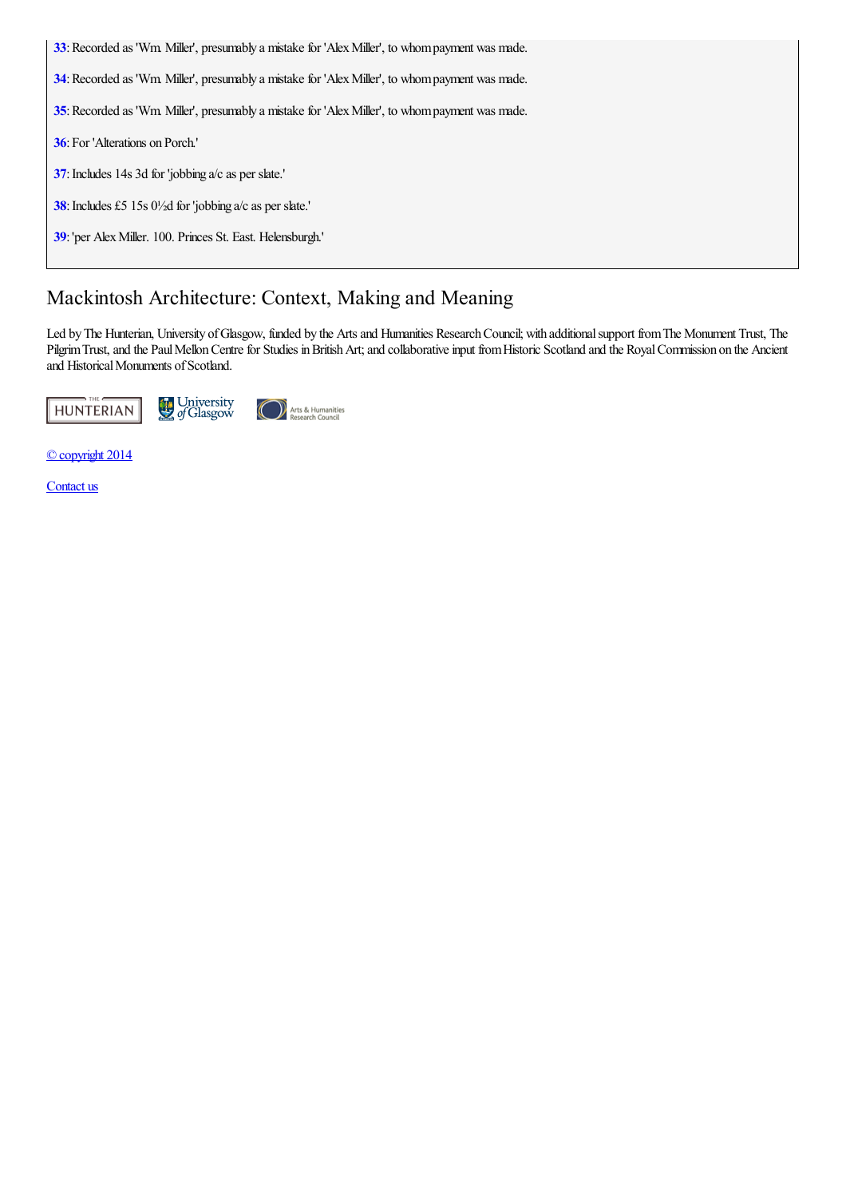**33**: Recorded as 'Wm. Miller', presumably a mistake for 'Alex Miller', to whom payment was made.

**34**: Recorded as 'Wm. Miller', presumably a mistake for 'Alex Miller', to whom payment was made.

**35**: Recorded as 'Wm. Miller', presumably a mistake for 'Alex Miller', to whom payment was made.

**36**: For 'Alterations on Porch.'

**37**: Includes 14s 3d for 'jobbing a/c as per slate.'

**38**: Includes £5 15s 0½d for 'jobbing a/c as per slate.'

**39**: 'per Alex Miller. 100. Princes St. East. Helensburgh.'

## Mackintosh Architecture: Context, Making and Meaning

Led by The Hunterian, University of Glasgow, funded by the Arts and Humanities Research Council; with additional support from The Monument Trust, The Pilgrim Trust, and the Paul Mellon Centre for Studies in British Art; and collaborative input from Historic Scotland and the Royal Commission on the Ancient and Historical Monuments of Scotland.

THE HUNTERIAN

University of Glasgow

Arts & Humanities Research Council

© copyright 2014

Contact us